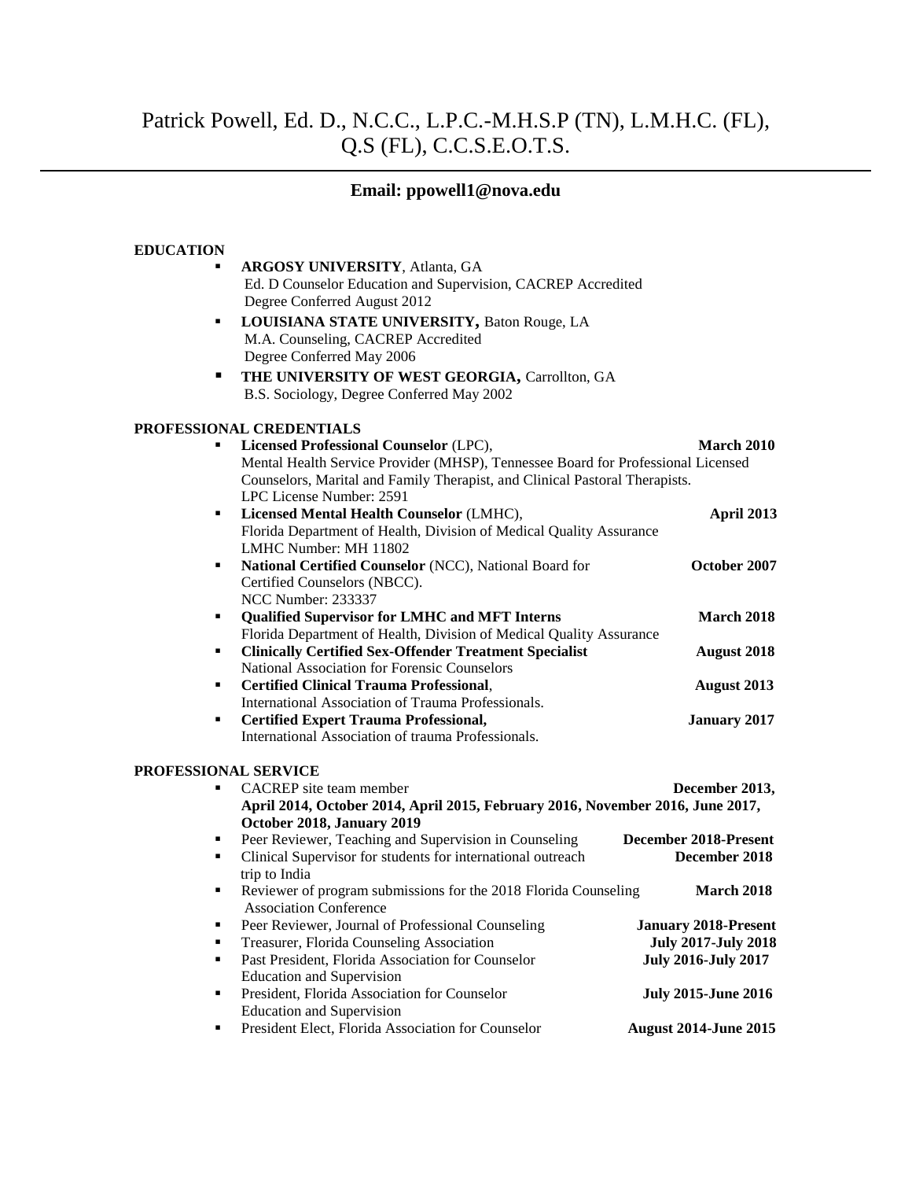# Patrick Powell, Ed. D., N.C.C., L.P.C.-M.H.S.P (TN), L.M.H.C. (FL), Q.S (FL), C.C.S.E.O.T.S.

**Email: ppowell1@nova.edu**

## EDUCATION

- **ARGOSY UNIVERSITY**, Atlanta, GA
  Ed. D Counselor Education and Supervision, CACREP Accredited
  Degree Conferred August 2012
- **LOUISIANA STATE UNIVERSITY,** Baton Rouge, LA
  M.A. Counseling, CACREP Accredited
  Degree Conferred May 2006
- **THE UNIVERSITY OF WEST GEORGIA,** Carrollton, GA
  B.S. Sociology, Degree Conferred May 2002

## PROFESSIONAL CREDENTIALS

- **Licensed Professional Counselor** (LPC), **March 2010**
  Mental Health Service Provider (MHSP), Tennessee Board for Professional Licensed Counselors, Marital and Family Therapist, and Clinical Pastoral Therapists.
  LPC License Number: 2591
- **Licensed Mental Health Counselor** (LMHC), **April 2013**
  Florida Department of Health, Division of Medical Quality Assurance
  LMHC Number: MH 11802
- **National Certified Counselor** (NCC), National Board for Certified Counselors (NBCC). **October 2007**
  NCC Number: 233337
- **Qualified Supervisor for LMHC and MFT Interns** **March 2018**
  Florida Department of Health, Division of Medical Quality Assurance
- **Clinically Certified Sex-Offender Treatment Specialist** **August 2018**
  National Association for Forensic Counselors
- **Certified Clinical Trauma Professional**, **August 2013**
  International Association of Trauma Professionals.
- **Certified Expert Trauma Professional,** **January 2017**
  International Association of trauma Professionals.

## PROFESSIONAL SERVICE

- CACREP site team member **December 2013, April 2014, October 2014, April 2015, February 2016, November 2016, June 2017, October 2018, January 2019**
- Peer Reviewer, Teaching and Supervision in Counseling **December 2018-Present**
- Clinical Supervisor for students for international outreach trip to India **December 2018**
- Reviewer of program submissions for the 2018 Florida Counseling Association Conference **March 2018**
- Peer Reviewer, Journal of Professional Counseling **January 2018-Present**
- Treasurer, Florida Counseling Association **July 2017-July 2018**
- Past President, Florida Association for Counselor Education and Supervision **July 2016-July 2017**
- President, Florida Association for Counselor Education and Supervision **July 2015-June 2016**
- President Elect, Florida Association for Counselor **August 2014-June 2015**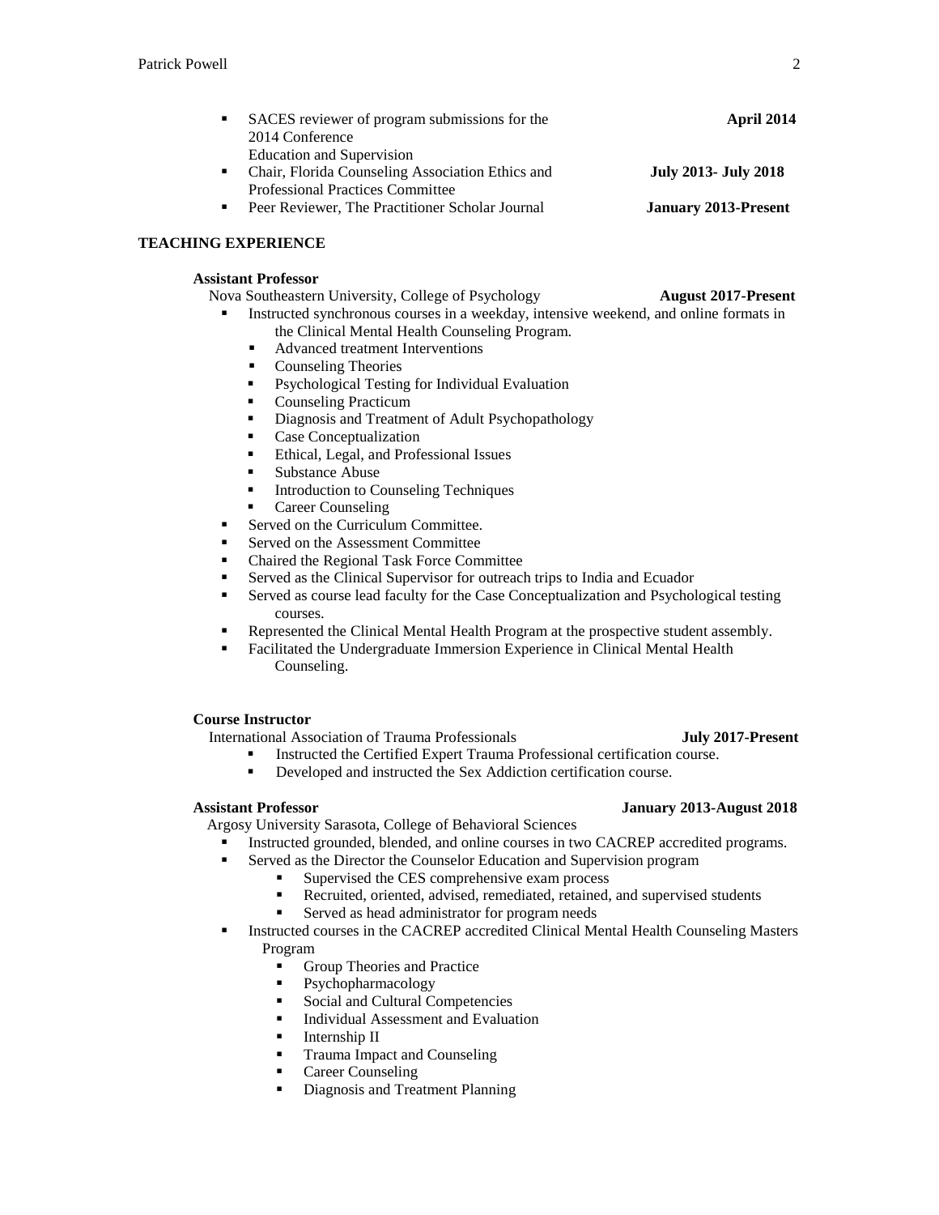- SACES reviewer of program submissions for the 2014 Conference Education and Supervision **April 2014**
- Chair, Florida Counseling Association Ethics and Professional Practices Committee **July 2013- July 2018**
- Peer Reviewer, The Practitioner Scholar Journal **January 2013-Present**

## TEACHING EXPERIENCE

**Assistant Professor**
Nova Southeastern University, College of Psychology **August 2017-Present**

- Instructed synchronous courses in a weekday, intensive weekend, and online formats in the Clinical Mental Health Counseling Program.
  - Advanced treatment Interventions
  - Counseling Theories
  - Psychological Testing for Individual Evaluation
  - Counseling Practicum
  - Diagnosis and Treatment of Adult Psychopathology
  - Case Conceptualization
  - Ethical, Legal, and Professional Issues
  - Substance Abuse
  - Introduction to Counseling Techniques
  - Career Counseling
- Served on the Curriculum Committee.
- Served on the Assessment Committee
- Chaired the Regional Task Force Committee
- Served as the Clinical Supervisor for outreach trips to India and Ecuador
- Served as course lead faculty for the Case Conceptualization and Psychological testing courses.
- Represented the Clinical Mental Health Program at the prospective student assembly.
- Facilitated the Undergraduate Immersion Experience in Clinical Mental Health Counseling.

**Course Instructor**
International Association of Trauma Professionals **July 2017-Present**

- Instructed the Certified Expert Trauma Professional certification course.
- Developed and instructed the Sex Addiction certification course.

**Assistant Professor** **January 2013-August 2018**
Argosy University Sarasota, College of Behavioral Sciences

- Instructed grounded, blended, and online courses in two CACREP accredited programs.
- Served as the Director the Counselor Education and Supervision program
  - Supervised the CES comprehensive exam process
  - Recruited, oriented, advised, remediated, retained, and supervised students
  - Served as head administrator for program needs
- Instructed courses in the CACREP accredited Clinical Mental Health Counseling Masters Program
  - Group Theories and Practice
  - Psychopharmacology
  - Social and Cultural Competencies
  - Individual Assessment and Evaluation
  - Internship II
  - Trauma Impact and Counseling
  - Career Counseling
  - Diagnosis and Treatment Planning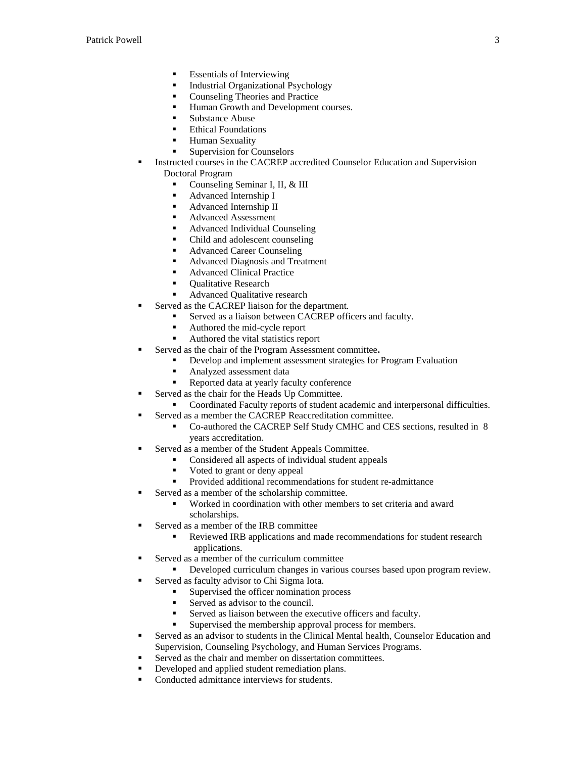- Essentials of Interviewing
    - Industrial Organizational Psychology
    - Counseling Theories and Practice
    - Human Growth and Development courses.
    - Substance Abuse
    - Ethical Foundations
    - Human Sexuality
    - Supervision for Counselors
- Instructed courses in the CACREP accredited Counselor Education and Supervision Doctoral Program
    - Counseling Seminar I, II, & III
    - Advanced Internship I
    - Advanced Internship II
    - Advanced Assessment
    - Advanced Individual Counseling
    - Child and adolescent counseling
    - Advanced Career Counseling
    - Advanced Diagnosis and Treatment
    - Advanced Clinical Practice
    - Qualitative Research
    - Advanced Qualitative research
- Served as the CACREP liaison for the department.
    - Served as a liaison between CACREP officers and faculty.
    - Authored the mid-cycle report
    - Authored the vital statistics report
- Served as the chair of the Program Assessment committee**.**
    - Develop and implement assessment strategies for Program Evaluation
    - Analyzed assessment data
    - Reported data at yearly faculty conference
- Served as the chair for the Heads Up Committee.
    - Coordinated Faculty reports of student academic and interpersonal difficulties.
- Served as a member the CACREP Reaccreditation committee.
    - Co-authored the CACREP Self Study CMHC and CES sections, resulted in 8 years accreditation.
- Served as a member of the Student Appeals Committee.
    - Considered all aspects of individual student appeals
    - Voted to grant or deny appeal
    - Provided additional recommendations for student re-admittance
- Served as a member of the scholarship committee.
    - Worked in coordination with other members to set criteria and award scholarships.
- Served as a member of the IRB committee
    - Reviewed IRB applications and made recommendations for student research applications.
- Served as a member of the curriculum committee
    - Developed curriculum changes in various courses based upon program review.
- Served as faculty advisor to Chi Sigma Iota.
    - Supervised the officer nomination process
    - Served as advisor to the council.
    - Served as liaison between the executive officers and faculty.
    - Supervised the membership approval process for members.
- Served as an advisor to students in the Clinical Mental health, Counselor Education and Supervision, Counseling Psychology, and Human Services Programs.
- Served as the chair and member on dissertation committees.
- Developed and applied student remediation plans.
- Conducted admittance interviews for students.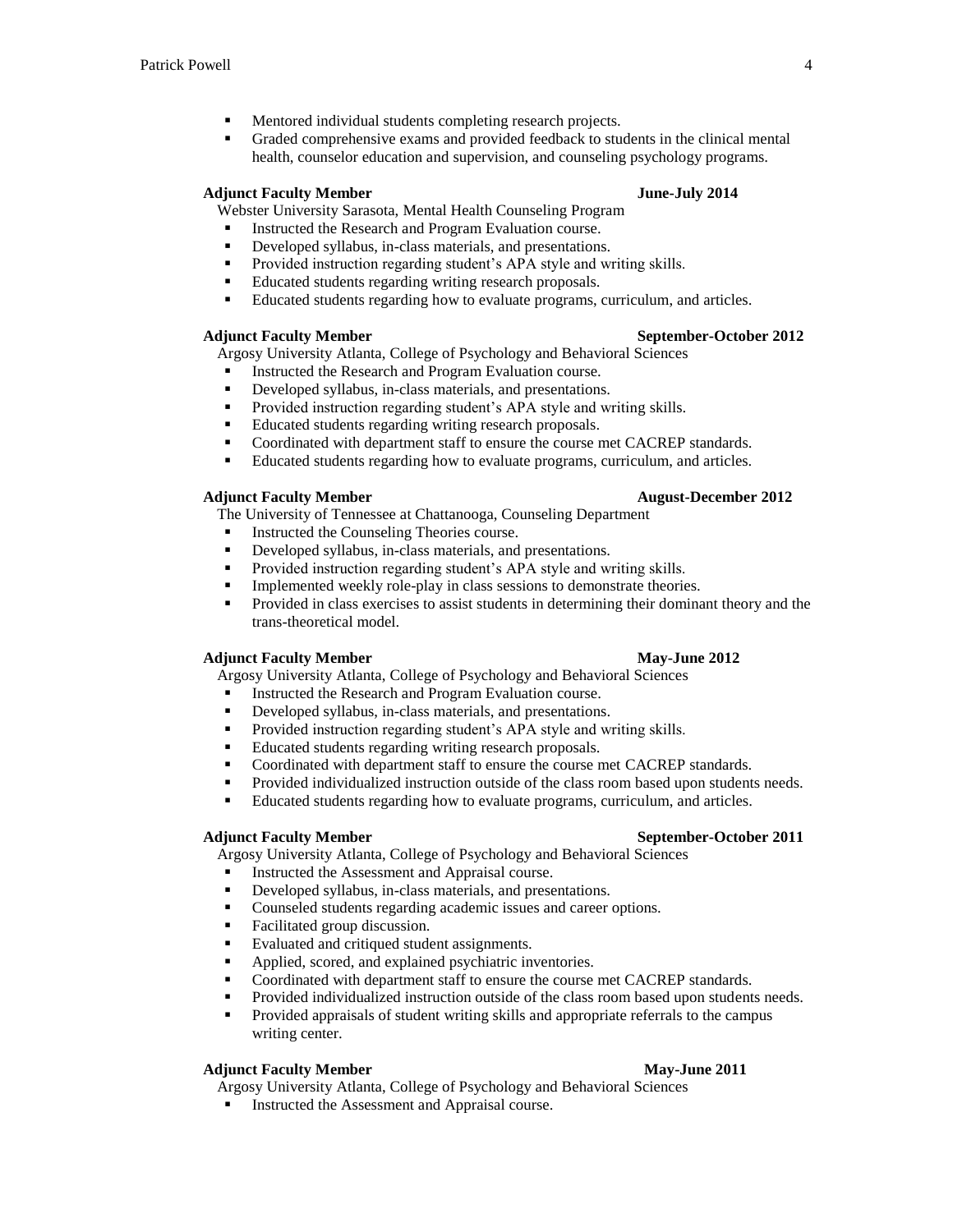- Mentored individual students completing research projects.
- Graded comprehensive exams and provided feedback to students in the clinical mental health, counselor education and supervision, and counseling psychology programs.

**Adjunct Faculty Member** **June-July 2014**

Webster University Sarasota, Mental Health Counseling Program

- Instructed the Research and Program Evaluation course.
- Developed syllabus, in-class materials, and presentations.
- Provided instruction regarding student's APA style and writing skills.
- Educated students regarding writing research proposals.
- Educated students regarding how to evaluate programs, curriculum, and articles.

**Adjunct Faculty Member** **September-October 2012**

Argosy University Atlanta, College of Psychology and Behavioral Sciences

- Instructed the Research and Program Evaluation course.
- Developed syllabus, in-class materials, and presentations.
- Provided instruction regarding student's APA style and writing skills.
- Educated students regarding writing research proposals.
- Coordinated with department staff to ensure the course met CACREP standards.
- Educated students regarding how to evaluate programs, curriculum, and articles.

**Adjunct Faculty Member** **August-December 2012**

The University of Tennessee at Chattanooga, Counseling Department

- Instructed the Counseling Theories course.
- Developed syllabus, in-class materials, and presentations.
- Provided instruction regarding student's APA style and writing skills.
- Implemented weekly role-play in class sessions to demonstrate theories.
- Provided in class exercises to assist students in determining their dominant theory and the trans-theoretical model.

**Adjunct Faculty Member** **May-June 2012**

Argosy University Atlanta, College of Psychology and Behavioral Sciences

- Instructed the Research and Program Evaluation course.
- Developed syllabus, in-class materials, and presentations.
- Provided instruction regarding student's APA style and writing skills.
- Educated students regarding writing research proposals.
- Coordinated with department staff to ensure the course met CACREP standards.
- Provided individualized instruction outside of the class room based upon students needs.
- Educated students regarding how to evaluate programs, curriculum, and articles.

**Adjunct Faculty Member** **September-October 2011**

Argosy University Atlanta, College of Psychology and Behavioral Sciences

- Instructed the Assessment and Appraisal course.
- Developed syllabus, in-class materials, and presentations.
- Counseled students regarding academic issues and career options.
- Facilitated group discussion.
- Evaluated and critiqued student assignments.
- Applied, scored, and explained psychiatric inventories.
- Coordinated with department staff to ensure the course met CACREP standards.
- Provided individualized instruction outside of the class room based upon students needs.
- Provided appraisals of student writing skills and appropriate referrals to the campus writing center.

**Adjunct Faculty Member** **May-June 2011**

Argosy University Atlanta, College of Psychology and Behavioral Sciences

- Instructed the Assessment and Appraisal course.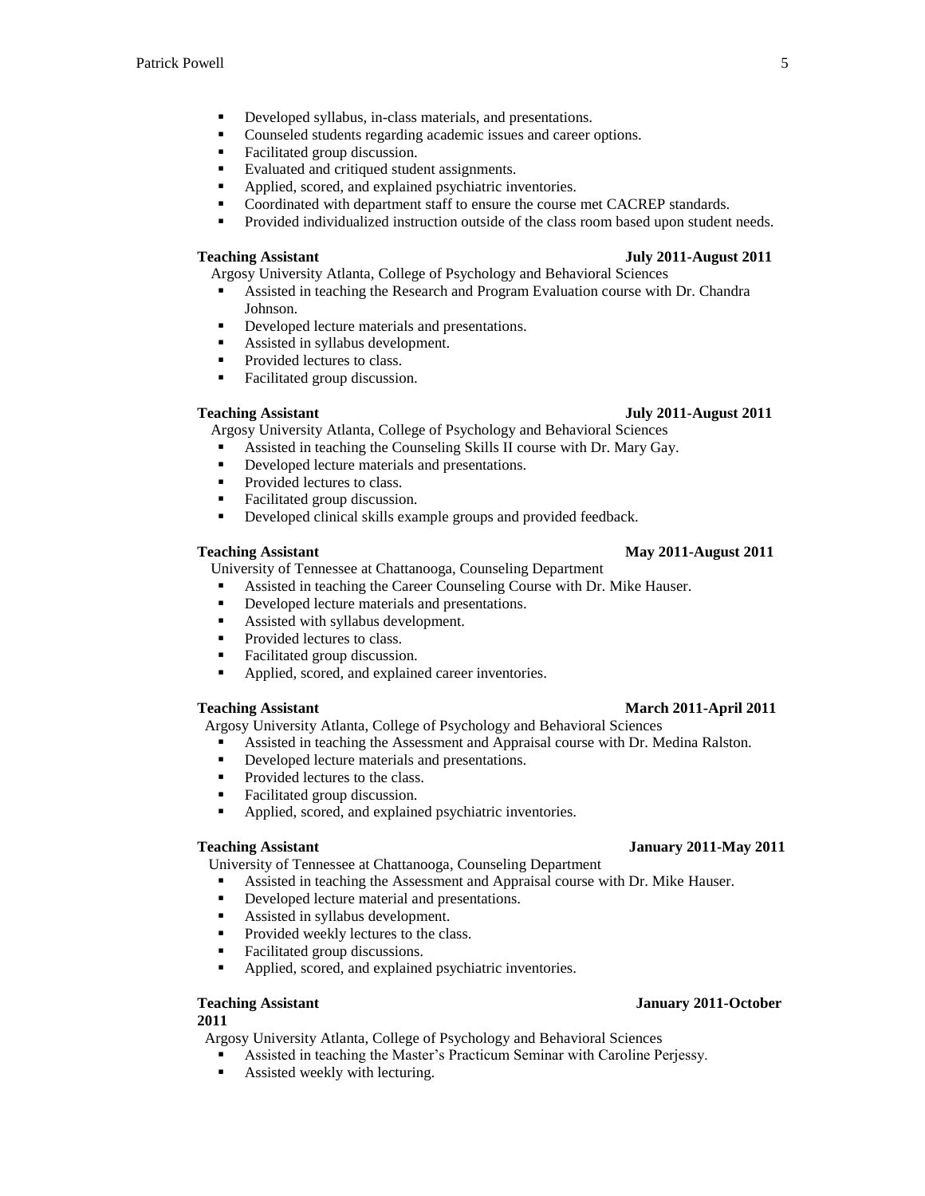- Developed syllabus, in-class materials, and presentations.
- Counseled students regarding academic issues and career options.
- Facilitated group discussion.
- Evaluated and critiqued student assignments.
- Applied, scored, and explained psychiatric inventories.
- Coordinated with department staff to ensure the course met CACREP standards.
- Provided individualized instruction outside of the class room based upon student needs.

**Teaching Assistant** **July 2011-August 2011**

Argosy University Atlanta, College of Psychology and Behavioral Sciences

- Assisted in teaching the Research and Program Evaluation course with Dr. Chandra Johnson.
- Developed lecture materials and presentations.
- Assisted in syllabus development.
- Provided lectures to class.
- Facilitated group discussion.

**Teaching Assistant** **July 2011-August 2011**

Argosy University Atlanta, College of Psychology and Behavioral Sciences

- Assisted in teaching the Counseling Skills II course with Dr. Mary Gay.
- Developed lecture materials and presentations.
- Provided lectures to class.
- Facilitated group discussion.
- Developed clinical skills example groups and provided feedback.

**Teaching Assistant** **May 2011-August 2011**

University of Tennessee at Chattanooga, Counseling Department

- Assisted in teaching the Career Counseling Course with Dr. Mike Hauser.
- Developed lecture materials and presentations.
- Assisted with syllabus development.
- Provided lectures to class.
- Facilitated group discussion.
- Applied, scored, and explained career inventories.

**Teaching Assistant** **March 2011-April 2011**

Argosy University Atlanta, College of Psychology and Behavioral Sciences

- Assisted in teaching the Assessment and Appraisal course with Dr. Medina Ralston.
- Developed lecture materials and presentations.
- Provided lectures to the class.
- Facilitated group discussion.
- Applied, scored, and explained psychiatric inventories.

**Teaching Assistant** **January 2011-May 2011**

University of Tennessee at Chattanooga, Counseling Department

- Assisted in teaching the Assessment and Appraisal course with Dr. Mike Hauser.
- Developed lecture material and presentations.
- Assisted in syllabus development.
- Provided weekly lectures to the class.
- Facilitated group discussions.
- Applied, scored, and explained psychiatric inventories.

**Teaching Assistant** **January 2011-October 2011**

Argosy University Atlanta, College of Psychology and Behavioral Sciences

- Assisted in teaching the Master's Practicum Seminar with Caroline Perjessy.
- Assisted weekly with lecturing.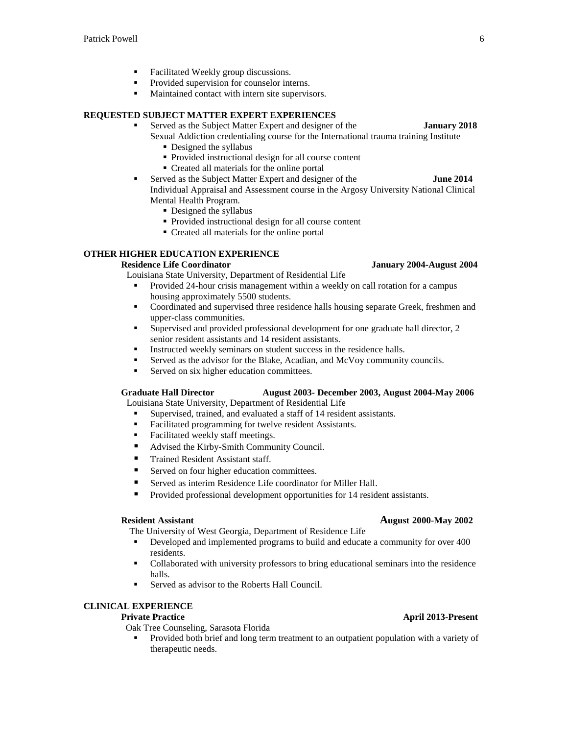- Facilitated Weekly group discussions.
- Provided supervision for counselor interns.
- Maintained contact with intern site supervisors.

**REQUESTED SUBJECT MATTER EXPERT EXPERIENCES**

- Served as the Subject Matter Expert and designer of the Sexual Addiction credentialing course for the International trauma training Institute **January 2018**
  - Designed the syllabus
  - Provided instructional design for all course content
  - Created all materials for the online portal
- Served as the Subject Matter Expert and designer of the Individual Appraisal and Assessment course in the Argosy University National Clinical Mental Health Program. **June 2014**
  - Designed the syllabus
  - Provided instructional design for all course content
  - Created all materials for the online portal

**OTHER HIGHER EDUCATION EXPERIENCE**

**Residence Life Coordinator** **January 2004-August 2004**

Louisiana State University, Department of Residential Life

- Provided 24-hour crisis management within a weekly on call rotation for a campus housing approximately 5500 students.
- Coordinated and supervised three residence halls housing separate Greek, freshmen and upper-class communities.
- Supervised and provided professional development for one graduate hall director, 2 senior resident assistants and 14 resident assistants.
- Instructed weekly seminars on student success in the residence halls.
- Served as the advisor for the Blake, Acadian, and McVoy community councils.
- Served on six higher education committees.

**Graduate Hall Director** **August 2003- December 2003, August 2004-May 2006**

Louisiana State University, Department of Residential Life

- Supervised, trained, and evaluated a staff of 14 resident assistants.
- Facilitated programming for twelve resident Assistants.
- Facilitated weekly staff meetings.
- Advised the Kirby-Smith Community Council.
- Trained Resident Assistant staff.
- Served on four higher education committees.
- Served as interim Residence Life coordinator for Miller Hall.
- Provided professional development opportunities for 14 resident assistants.

**Resident Assistant** **August 2000-May 2002**

The University of West Georgia, Department of Residence Life

- Developed and implemented programs to build and educate a community for over 400 residents.
- Collaborated with university professors to bring educational seminars into the residence halls.
- Served as advisor to the Roberts Hall Council.

**CLINICAL EXPERIENCE**

**Private Practice** **April 2013-Present**

Oak Tree Counseling, Sarasota Florida

- Provided both brief and long term treatment to an outpatient population with a variety of therapeutic needs.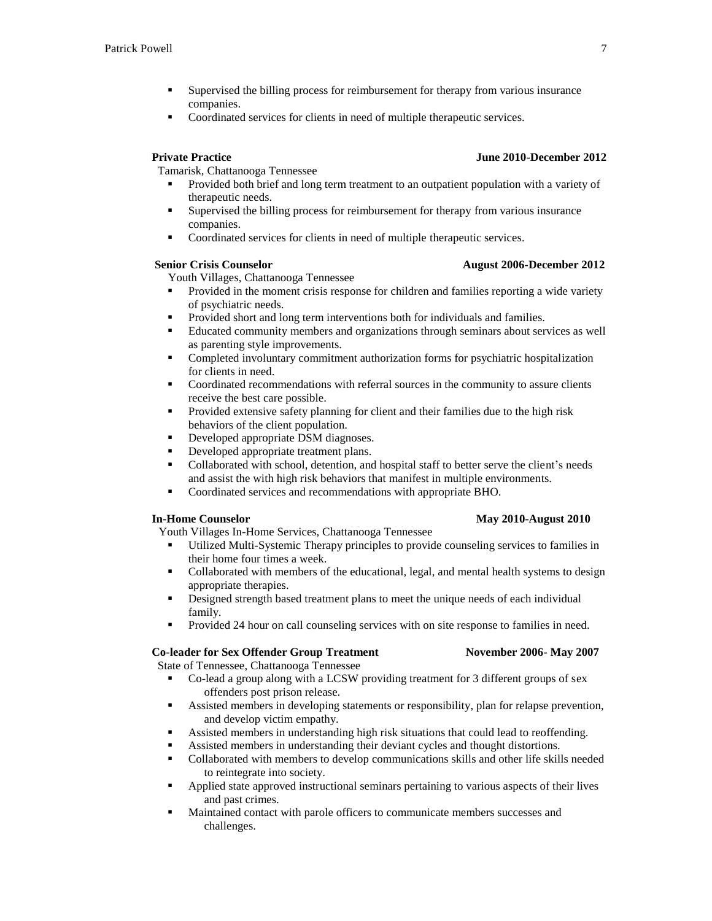- Supervised the billing process for reimbursement for therapy from various insurance companies.
- Coordinated services for clients in need of multiple therapeutic services.

**Private Practice** **June 2010-December 2012**

Tamarisk, Chattanooga Tennessee

- Provided both brief and long term treatment to an outpatient population with a variety of therapeutic needs.
- Supervised the billing process for reimbursement for therapy from various insurance companies.
- Coordinated services for clients in need of multiple therapeutic services.

**Senior Crisis Counselor** **August 2006-December 2012**

Youth Villages, Chattanooga Tennessee

- Provided in the moment crisis response for children and families reporting a wide variety of psychiatric needs.
- Provided short and long term interventions both for individuals and families.
- Educated community members and organizations through seminars about services as well as parenting style improvements.
- Completed involuntary commitment authorization forms for psychiatric hospitalization for clients in need.
- Coordinated recommendations with referral sources in the community to assure clients receive the best care possible.
- Provided extensive safety planning for client and their families due to the high risk behaviors of the client population.
- Developed appropriate DSM diagnoses.
- Developed appropriate treatment plans.
- Collaborated with school, detention, and hospital staff to better serve the client's needs and assist the with high risk behaviors that manifest in multiple environments.
- Coordinated services and recommendations with appropriate BHO.

**In-Home Counselor** **May 2010-August 2010**

Youth Villages In-Home Services, Chattanooga Tennessee

- Utilized Multi-Systemic Therapy principles to provide counseling services to families in their home four times a week.
- Collaborated with members of the educational, legal, and mental health systems to design appropriate therapies.
- Designed strength based treatment plans to meet the unique needs of each individual family.
- Provided 24 hour on call counseling services with on site response to families in need.

**Co-leader for Sex Offender Group Treatment** **November 2006- May 2007**

State of Tennessee, Chattanooga Tennessee

- Co-lead a group along with a LCSW providing treatment for 3 different groups of sex offenders post prison release.
- Assisted members in developing statements or responsibility, plan for relapse prevention, and develop victim empathy.
- Assisted members in understanding high risk situations that could lead to reoffending.
- Assisted members in understanding their deviant cycles and thought distortions.
- Collaborated with members to develop communications skills and other life skills needed to reintegrate into society.
- Applied state approved instructional seminars pertaining to various aspects of their lives and past crimes.
- Maintained contact with parole officers to communicate members successes and challenges.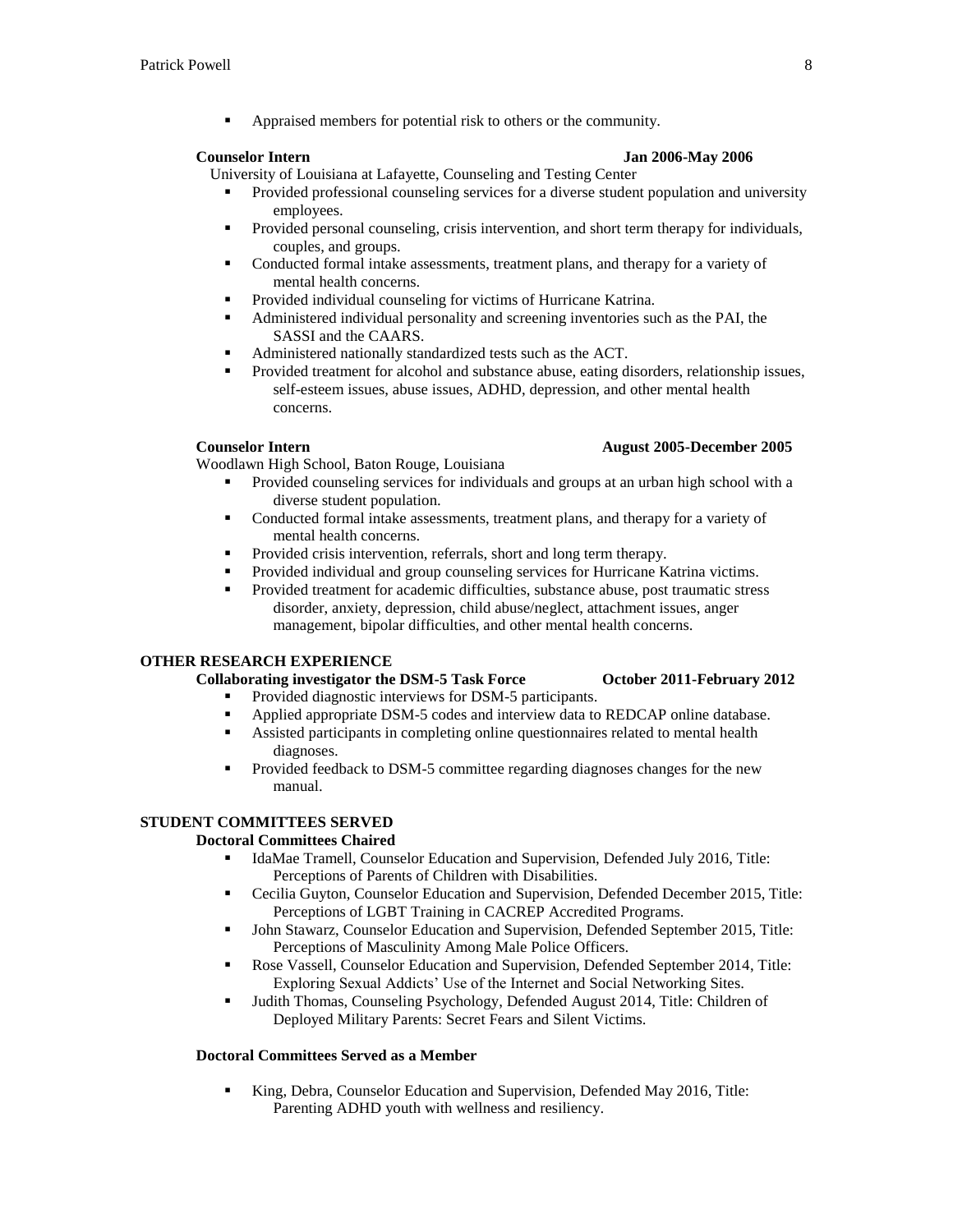- Appraised members for potential risk to others or the community.

**Counselor Intern** **Jan 2006-May 2006**

University of Louisiana at Lafayette, Counseling and Testing Center

- Provided professional counseling services for a diverse student population and university employees.
- Provided personal counseling, crisis intervention, and short term therapy for individuals, couples, and groups.
- Conducted formal intake assessments, treatment plans, and therapy for a variety of mental health concerns.
- Provided individual counseling for victims of Hurricane Katrina.
- Administered individual personality and screening inventories such as the PAI, the SASSI and the CAARS.
- Administered nationally standardized tests such as the ACT.
- Provided treatment for alcohol and substance abuse, eating disorders, relationship issues, self-esteem issues, abuse issues, ADHD, depression, and other mental health concerns.

**Counselor Intern** **August 2005-December 2005**

Woodlawn High School, Baton Rouge, Louisiana

- Provided counseling services for individuals and groups at an urban high school with a diverse student population.
- Conducted formal intake assessments, treatment plans, and therapy for a variety of mental health concerns.
- Provided crisis intervention, referrals, short and long term therapy.
- Provided individual and group counseling services for Hurricane Katrina victims.
- Provided treatment for academic difficulties, substance abuse, post traumatic stress disorder, anxiety, depression, child abuse/neglect, attachment issues, anger management, bipolar difficulties, and other mental health concerns.

## OTHER RESEARCH EXPERIENCE

**Collaborating investigator the DSM-5 Task Force** **October 2011-February 2012**

- Provided diagnostic interviews for DSM-5 participants.
- Applied appropriate DSM-5 codes and interview data to REDCAP online database.
- Assisted participants in completing online questionnaires related to mental health diagnoses.
- Provided feedback to DSM-5 committee regarding diagnoses changes for the new manual.

## STUDENT COMMITTEES SERVED

### Doctoral Committees Chaired

- IdaMae Tramell, Counselor Education and Supervision, Defended July 2016, Title: Perceptions of Parents of Children with Disabilities.
- Cecilia Guyton, Counselor Education and Supervision, Defended December 2015, Title: Perceptions of LGBT Training in CACREP Accredited Programs.
- John Stawarz, Counselor Education and Supervision, Defended September 2015, Title: Perceptions of Masculinity Among Male Police Officers.
- Rose Vassell, Counselor Education and Supervision, Defended September 2014, Title: Exploring Sexual Addicts' Use of the Internet and Social Networking Sites.
- Judith Thomas, Counseling Psychology, Defended August 2014, Title: Children of Deployed Military Parents: Secret Fears and Silent Victims.

### Doctoral Committees Served as a Member

- King, Debra, Counselor Education and Supervision, Defended May 2016, Title: Parenting ADHD youth with wellness and resiliency.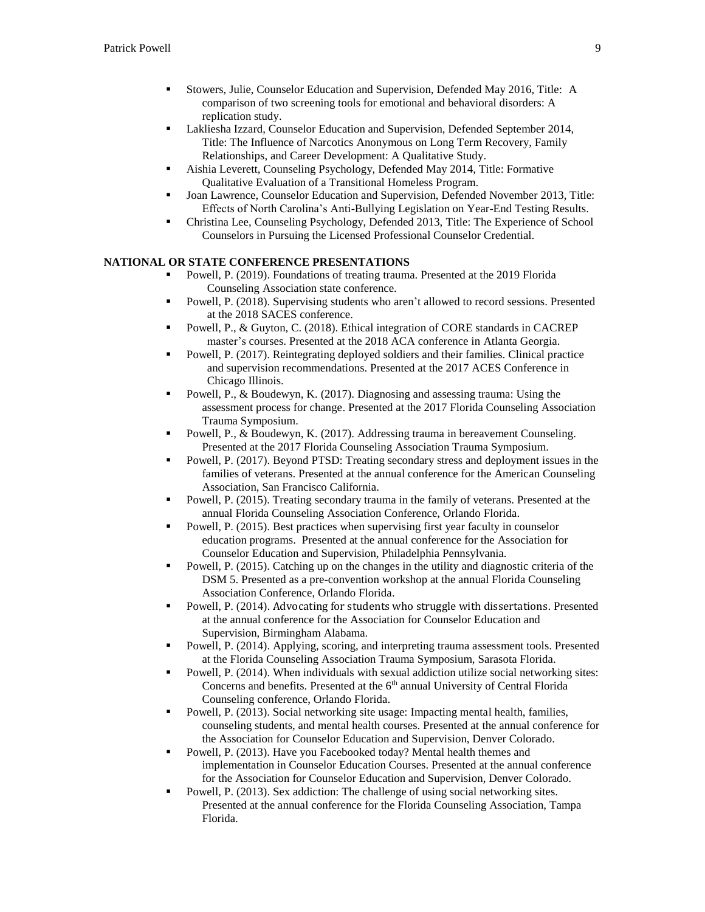- Stowers, Julie, Counselor Education and Supervision, Defended May 2016, Title: A comparison of two screening tools for emotional and behavioral disorders: A replication study.
- Lakliesha Izzard, Counselor Education and Supervision, Defended September 2014, Title: The Influence of Narcotics Anonymous on Long Term Recovery, Family Relationships, and Career Development: A Qualitative Study.
- Aishia Leverett, Counseling Psychology, Defended May 2014, Title: Formative Qualitative Evaluation of a Transitional Homeless Program.
- Joan Lawrence, Counselor Education and Supervision, Defended November 2013, Title: Effects of North Carolina's Anti-Bullying Legislation on Year-End Testing Results.
- Christina Lee, Counseling Psychology, Defended 2013, Title: The Experience of School Counselors in Pursuing the Licensed Professional Counselor Credential.

**NATIONAL OR STATE CONFERENCE PRESENTATIONS**

- Powell, P. (2019). Foundations of treating trauma. Presented at the 2019 Florida Counseling Association state conference.
- Powell, P. (2018). Supervising students who aren't allowed to record sessions. Presented at the 2018 SACES conference.
- Powell, P., & Guyton, C. (2018). Ethical integration of CORE standards in CACREP master's courses. Presented at the 2018 ACA conference in Atlanta Georgia.
- Powell, P. (2017). Reintegrating deployed soldiers and their families. Clinical practice and supervision recommendations. Presented at the 2017 ACES Conference in Chicago Illinois.
- Powell, P., & Boudewyn, K. (2017). Diagnosing and assessing trauma: Using the assessment process for change. Presented at the 2017 Florida Counseling Association Trauma Symposium.
- Powell, P., & Boudewyn, K. (2017). Addressing trauma in bereavement Counseling. Presented at the 2017 Florida Counseling Association Trauma Symposium.
- Powell, P. (2017). Beyond PTSD: Treating secondary stress and deployment issues in the families of veterans. Presented at the annual conference for the American Counseling Association, San Francisco California.
- Powell, P. (2015). Treating secondary trauma in the family of veterans. Presented at the annual Florida Counseling Association Conference, Orlando Florida.
- Powell, P. (2015). Best practices when supervising first year faculty in counselor education programs. Presented at the annual conference for the Association for Counselor Education and Supervision, Philadelphia Pennsylvania.
- Powell, P. (2015). Catching up on the changes in the utility and diagnostic criteria of the DSM 5. Presented as a pre-convention workshop at the annual Florida Counseling Association Conference, Orlando Florida.
- Powell, P. (2014). Advocating for students who struggle with dissertations. Presented at the annual conference for the Association for Counselor Education and Supervision, Birmingham Alabama.
- Powell, P. (2014). Applying, scoring, and interpreting trauma assessment tools. Presented at the Florida Counseling Association Trauma Symposium, Sarasota Florida.
- Powell, P. (2014). When individuals with sexual addiction utilize social networking sites: Concerns and benefits. Presented at the 6th annual University of Central Florida Counseling conference, Orlando Florida.
- Powell, P. (2013). Social networking site usage: Impacting mental health, families, counseling students, and mental health courses. Presented at the annual conference for the Association for Counselor Education and Supervision, Denver Colorado.
- Powell, P. (2013). Have you Facebooked today? Mental health themes and implementation in Counselor Education Courses. Presented at the annual conference for the Association for Counselor Education and Supervision, Denver Colorado.
- Powell, P. (2013). Sex addiction: The challenge of using social networking sites. Presented at the annual conference for the Florida Counseling Association, Tampa Florida.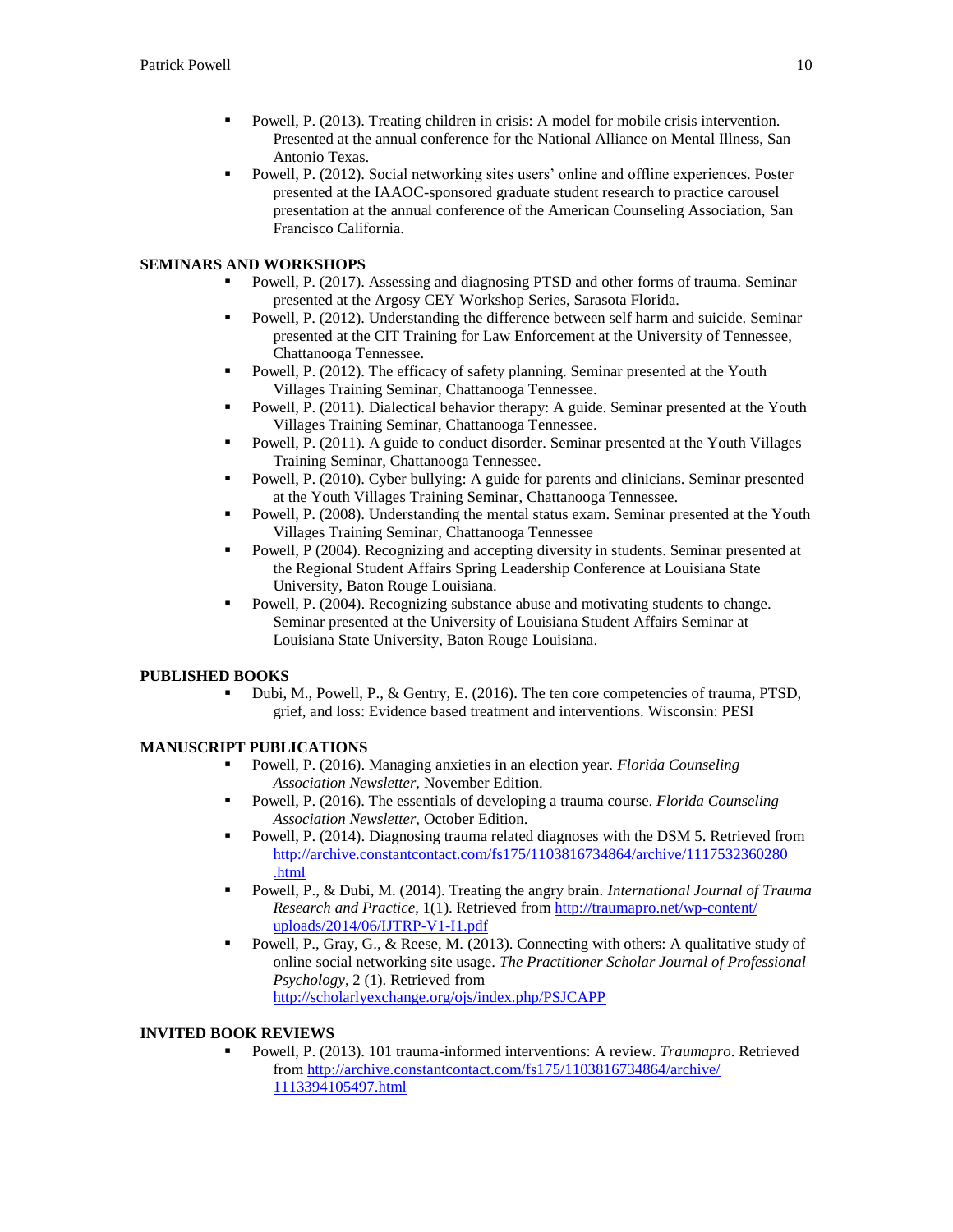- Powell, P. (2013). Treating children in crisis: A model for mobile crisis intervention. Presented at the annual conference for the National Alliance on Mental Illness, San Antonio Texas.
- Powell, P. (2012). Social networking sites users' online and offline experiences. Poster presented at the IAAOC-sponsored graduate student research to practice carousel presentation at the annual conference of the American Counseling Association, San Francisco California.

**SEMINARS AND WORKSHOPS**

- Powell, P. (2017). Assessing and diagnosing PTSD and other forms of trauma. Seminar presented at the Argosy CEY Workshop Series, Sarasota Florida.
- Powell, P. (2012). Understanding the difference between self harm and suicide. Seminar presented at the CIT Training for Law Enforcement at the University of Tennessee, Chattanooga Tennessee.
- Powell, P. (2012). The efficacy of safety planning. Seminar presented at the Youth Villages Training Seminar, Chattanooga Tennessee.
- Powell, P. (2011). Dialectical behavior therapy: A guide. Seminar presented at the Youth Villages Training Seminar, Chattanooga Tennessee.
- Powell, P. (2011). A guide to conduct disorder. Seminar presented at the Youth Villages Training Seminar, Chattanooga Tennessee.
- Powell, P. (2010). Cyber bullying: A guide for parents and clinicians. Seminar presented at the Youth Villages Training Seminar, Chattanooga Tennessee.
- Powell, P. (2008). Understanding the mental status exam. Seminar presented at the Youth Villages Training Seminar, Chattanooga Tennessee
- Powell, P (2004). Recognizing and accepting diversity in students. Seminar presented at the Regional Student Affairs Spring Leadership Conference at Louisiana State University, Baton Rouge Louisiana.
- Powell, P. (2004). Recognizing substance abuse and motivating students to change. Seminar presented at the University of Louisiana Student Affairs Seminar at Louisiana State University, Baton Rouge Louisiana.

**PUBLISHED BOOKS**

- Dubi, M., Powell, P., & Gentry, E. (2016). The ten core competencies of trauma, PTSD, grief, and loss: Evidence based treatment and interventions. Wisconsin: PESI

**MANUSCRIPT PUBLICATIONS**

- Powell, P. (2016). Managing anxieties in an election year. *Florida Counseling Association Newsletter,* November Edition.
- Powell, P. (2016). The essentials of developing a trauma course. *Florida Counseling Association Newsletter,* October Edition.
- Powell, P. (2014). Diagnosing trauma related diagnoses with the DSM 5. Retrieved from http://archive.constantcontact.com/fs175/1103816734864/archive/1117532360280.html
- Powell, P., & Dubi, M. (2014). Treating the angry brain. *International Journal of Trauma Research and Practice*, 1(1). Retrieved from http://traumapro.net/wp-content/uploads/2014/06/IJTRP-V1-I1.pdf
- Powell, P., Gray, G., & Reese, M. (2013). Connecting with others: A qualitative study of online social networking site usage. *The Practitioner Scholar Journal of Professional Psychology*, 2 (1). Retrieved from http://scholarlyexchange.org/ojs/index.php/PSJCAPP

**INVITED BOOK REVIEWS**

- Powell, P. (2013). 101 trauma-informed interventions: A review. *Traumapro*. Retrieved from http://archive.constantcontact.com/fs175/1103816734864/archive/1113394105497.html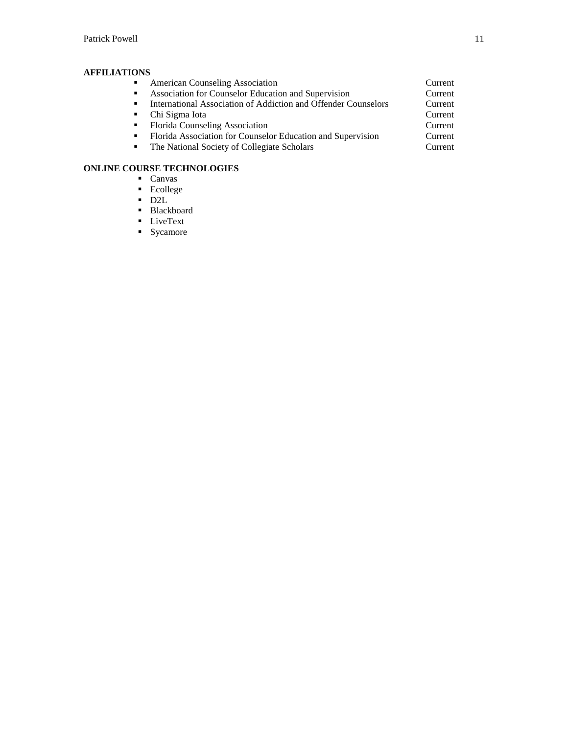**AFFILIATIONS**

- American Counseling Association — Current
- Association for Counselor Education and Supervision — Current
- International Association of Addiction and Offender Counselors — Current
- Chi Sigma Iota — Current
- Florida Counseling Association — Current
- Florida Association for Counselor Education and Supervision — Current
- The National Society of Collegiate Scholars — Current

**ONLINE COURSE TECHNOLOGIES**

- Canvas
- Ecollege
- D2L
- Blackboard
- LiveText
- Sycamore